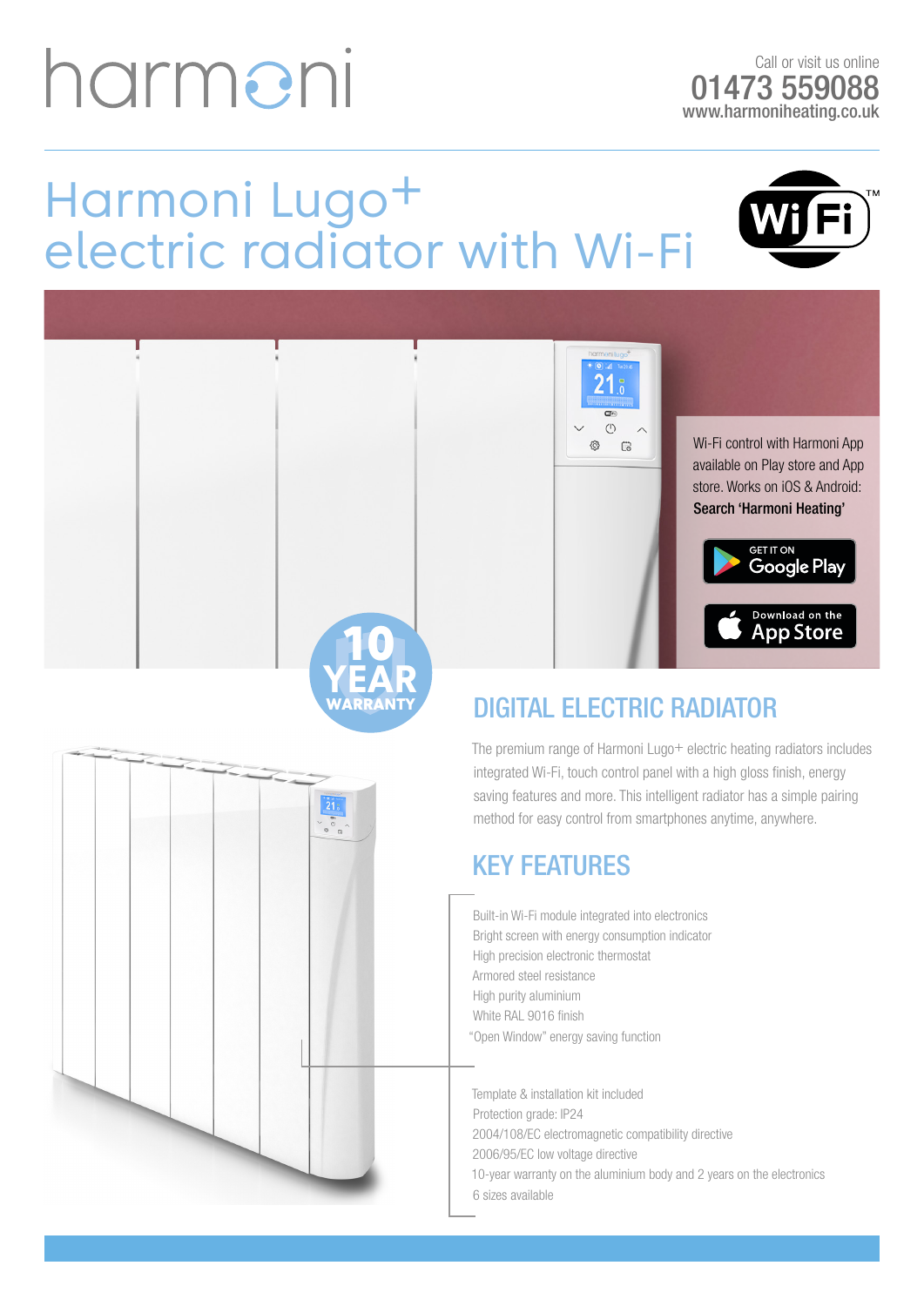harmoni

Call or visit us online
01473 559088
www.harmoniheating.co.uk

# Harmoni Lugo+ electric radiator with Wi-Fi

Wi-Fi control with Harmoni App available on Play store and App store. Works on iOS & Android: **Search 'Harmoni Heating'**

GET IT ON Google Play

Download on the App Store

10 YEAR WARRANTY

## DIGITAL ELECTRIC RADIATOR

The premium range of Harmoni Lugo+ electric heating radiators includes integrated Wi-Fi, touch control panel with a high gloss finish, energy saving features and more. This intelligent radiator has a simple pairing method for easy control from smartphones anytime, anywhere.

## KEY FEATURES

- Built-in Wi-Fi module integrated into electronics
- Bright screen with energy consumption indicator
- High precision electronic thermostat
- Armored steel resistance
- High purity aluminium
- White RAL 9016 finish
- "Open Window" energy saving function
- Template & installation kit included
- Protection grade: IP24
- 2004/108/EC electromagnetic compatibility directive
- 2006/95/EC low voltage directive
- 10-year warranty on the aluminium body and 2 years on the electronics
- 6 sizes available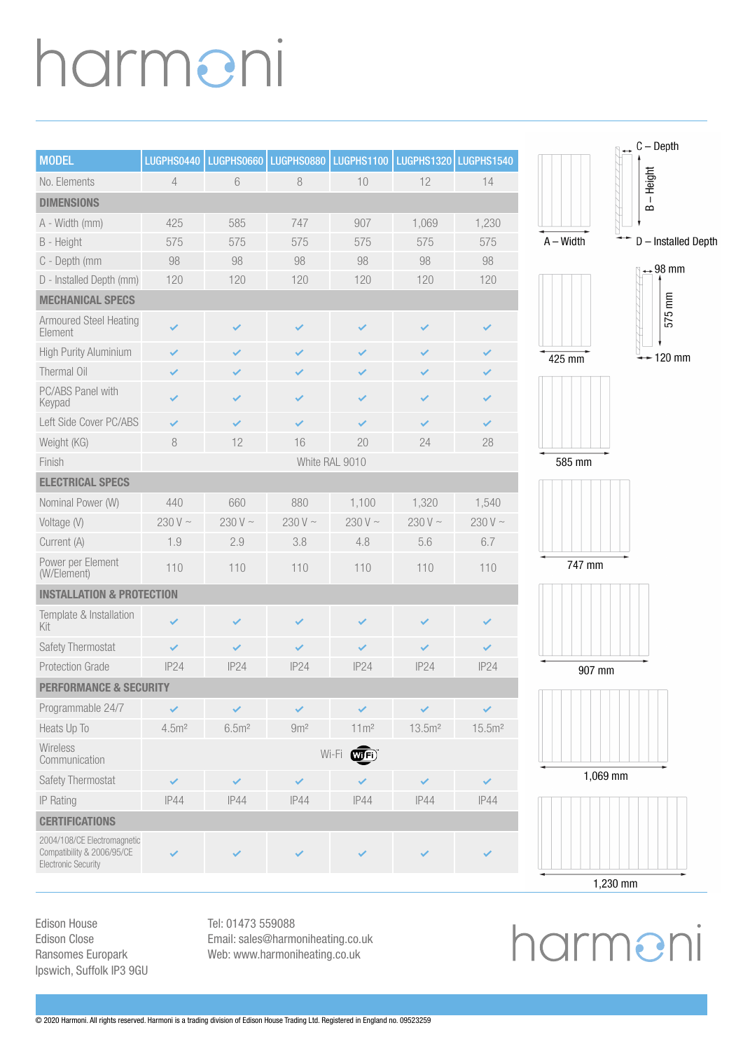# harmoni

| MODEL | LUGPHS0440 | LUGPHS0660 | LUGPHS0880 | LUGPHS1100 | LUGPHS1320 | LUGPHS1540 |
|---|---|---|---|---|---|---|
| No. Elements | 4 | 6 | 8 | 10 | 12 | 14 |
| **DIMENSIONS** | | | | | | |
| A - Width (mm) | 425 | 585 | 747 | 907 | 1,069 | 1,230 |
| B - Height | 575 | 575 | 575 | 575 | 575 | 575 |
| C - Depth (mm | 98 | 98 | 98 | 98 | 98 | 98 |
| D - Installed Depth (mm) | 120 | 120 | 120 | 120 | 120 | 120 |
| **MECHANICAL SPECS** | | | | | | |
| Armoured Steel Heating Element | ✓ | ✓ | ✓ | ✓ | ✓ | ✓ |
| High Purity Aluminium | ✓ | ✓ | ✓ | ✓ | ✓ | ✓ |
| Thermal Oil | ✓ | ✓ | ✓ | ✓ | ✓ | ✓ |
| PC/ABS Panel with Keypad | ✓ | ✓ | ✓ | ✓ | ✓ | ✓ |
| Left Side Cover PC/ABS | ✓ | ✓ | ✓ | ✓ | ✓ | ✓ |
| Weight (KG) | 8 | 12 | 16 | 20 | 24 | 28 |
| Finish | White RAL 9010 | | | | | |
| **ELECTRICAL SPECS** | | | | | | |
| Nominal Power (W) | 440 | 660 | 880 | 1,100 | 1,320 | 1,540 |
| Voltage (V) | 230 V ~ | 230 V ~ | 230 V ~ | 230 V ~ | 230 V ~ | 230 V ~ |
| Current (A) | 1.9 | 2.9 | 3.8 | 4.8 | 5.6 | 6.7 |
| Power per Element (W/Element) | 110 | 110 | 110 | 110 | 110 | 110 |
| **INSTALLATION & PROTECTION** | | | | | | |
| Template & Installation Kit | ✓ | ✓ | ✓ | ✓ | ✓ | ✓ |
| Safety Thermostat | ✓ | ✓ | ✓ | ✓ | ✓ | ✓ |
| Protection Grade | IP24 | IP24 | IP24 | IP24 | IP24 | IP24 |
| **PERFORMANCE & SECURITY** | | | | | | |
| Programmable 24/7 | ✓ | ✓ | ✓ | ✓ | ✓ | ✓ |
| Heats Up To | 4.5m² | 6.5m² | 9m² | 11m² | 13.5m² | 15.5m² |
| Wireless Communication | Wi-Fi | | | | | |
| Safety Thermostat | ✓ | ✓ | ✓ | ✓ | ✓ | ✓ |
| IP Rating | IP44 | IP44 | IP44 | IP44 | IP44 | IP44 |
| **CERTIFICATIONS** | | | | | | |
| 2004/108/CE Electromagnetic Compatibility & 2006/95/CE Electronic Security | ✓ | ✓ | ✓ | ✓ | ✓ | ✓ |

A – Width
B – Height
C – Depth
D – Installed Depth

98 mm
575 mm
120 mm

425 mm
585 mm
747 mm
907 mm
1,069 mm
1,230 mm

Edison House
Edison Close
Ransomes Europark
Ipswich, Suffolk IP3 9GU

Tel: 01473 559088
Email: sales@harmoniheating.co.uk
Web: www.harmoniheating.co.uk

harmoni

© 2020 Harmoni. All rights reserved. Harmoni is a trading division of Edison House Trading Ltd. Registered in England no. 09523259